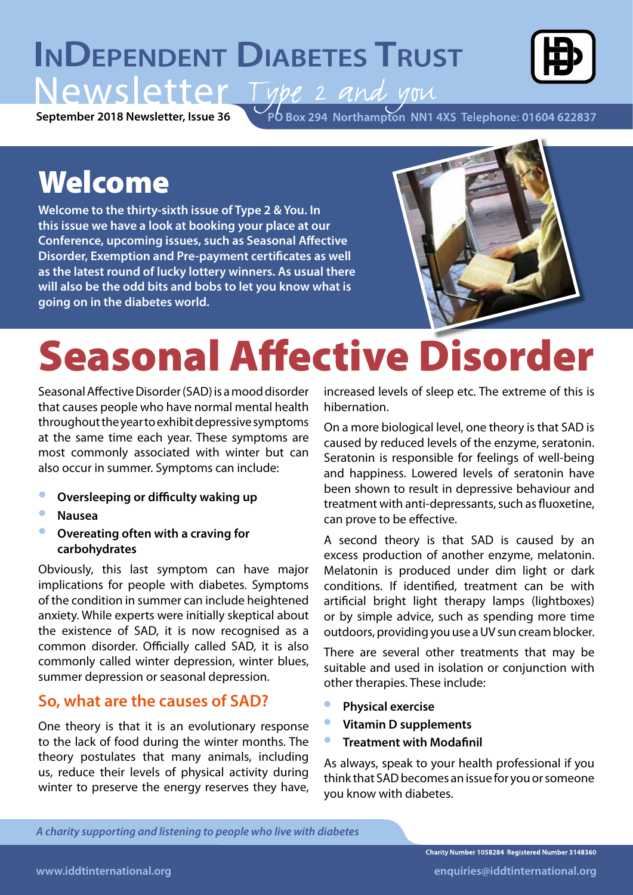# InDependent Diabetes Trust

# Newsletter *Type 2 and you*

**September 2018 Newsletter, Issue 36**

**PO Box 294 Northampton NN1 4XS Telephone: 01604 622837**

## Welcome

**Welcome to the thirty-sixth issue of Type 2 & You. In this issue we have a look at booking your place at our Conference, upcoming issues, such as Seasonal Affective Disorder, Exemption and Pre-payment certificates as well as the latest round of lucky lottery winners. As usual there will also be the odd bits and bobs to let you know what is going on in the diabetes world.**

# Seasonal Affective Disorder

Seasonal Affective Disorder (SAD) is a mood disorder that causes people who have normal mental health throughout the year to exhibit depressive symptoms at the same time each year. These symptoms are most commonly associated with winter but can also occur in summer. Symptoms can include:

- **Oversleeping or difficulty waking up**
- **Nausea**
- **Overeating often with a craving for carbohydrates**

Obviously, this last symptom can have major implications for people with diabetes. Symptoms of the condition in summer can include heightened anxiety. While experts were initially skeptical about the existence of SAD, it is now recognised as a common disorder. Officially called SAD, it is also commonly called winter depression, winter blues, summer depression or seasonal depression.

### So, what are the causes of SAD?

One theory is that it is an evolutionary response to the lack of food during the winter months. The theory postulates that many animals, including us, reduce their levels of physical activity during winter to preserve the energy reserves they have, increased levels of sleep etc. The extreme of this is hibernation.

On a more biological level, one theory is that SAD is caused by reduced levels of the enzyme, seratonin. Seratonin is responsible for feelings of well-being and happiness. Lowered levels of seratonin have been shown to result in depressive behaviour and treatment with anti-depressants, such as fluoxetine, can prove to be effective.

A second theory is that SAD is caused by an excess production of another enzyme, melatonin. Melatonin is produced under dim light or dark conditions. If identified, treatment can be with artificial bright light therapy lamps (lightboxes) or by simple advice, such as spending more time outdoors, providing you use a UV sun cream blocker.

There are several other treatments that may be suitable and used in isolation or conjunction with other therapies. These include:

- **Physical exercise**
- **Vitamin D supplements**
- **Treatment with Modafinil**

As always, speak to your health professional if you think that SAD becomes an issue for you or someone you know with diabetes.

*A charity supporting and listening to people who live with diabetes*

Charity Number 1058284 Registered Number 3148360

www.iddtinternational.org

enquiries@iddtinternational.org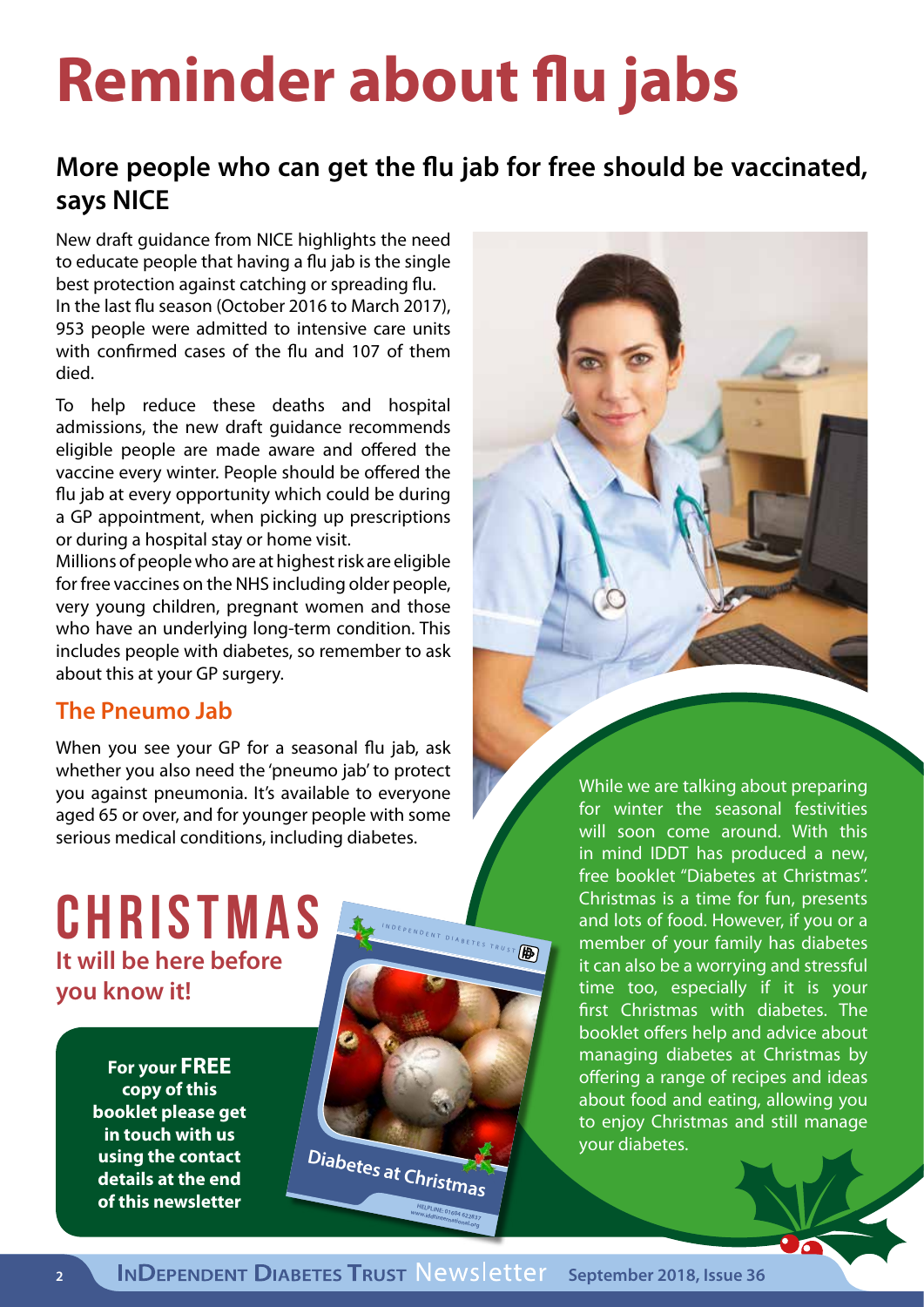# Reminder about flu jabs

## More people who can get the flu jab for free should be vaccinated, says NICE

New draft guidance from NICE highlights the need to educate people that having a flu jab is the single best protection against catching or spreading flu. In the last flu season (October 2016 to March 2017), 953 people were admitted to intensive care units with confirmed cases of the flu and 107 of them died.

To help reduce these deaths and hospital admissions, the new draft guidance recommends eligible people are made aware and offered the vaccine every winter. People should be offered the flu jab at every opportunity which could be during a GP appointment, when picking up prescriptions or during a hospital stay or home visit.

Millions of people who are at highest risk are eligible for free vaccines on the NHS including older people, very young children, pregnant women and those who have an underlying long-term condition. This includes people with diabetes, so remember to ask about this at your GP surgery.

### The Pneumo Jab

When you see your GP for a seasonal flu jab, ask whether you also need the 'pneumo jab' to protect you against pneumonia. It's available to everyone aged 65 or over, and for younger people with some serious medical conditions, including diabetes.

## CHRISTMAS

**It will be here before you know it!**

**For your FREE copy of this booklet please get in touch with us using the contact details at the end of this newsletter**

While we are talking about preparing for winter the seasonal festivities will soon come around. With this in mind IDDT has produced a new, free booklet "Diabetes at Christmas". Christmas is a time for fun, presents and lots of food. However, if you or a member of your family has diabetes it can also be a worrying and stressful time too, especially if it is your first Christmas with diabetes. The booklet offers help and advice about managing diabetes at Christmas by offering a range of recipes and ideas about food and eating, allowing you to enjoy Christmas and still manage your diabetes.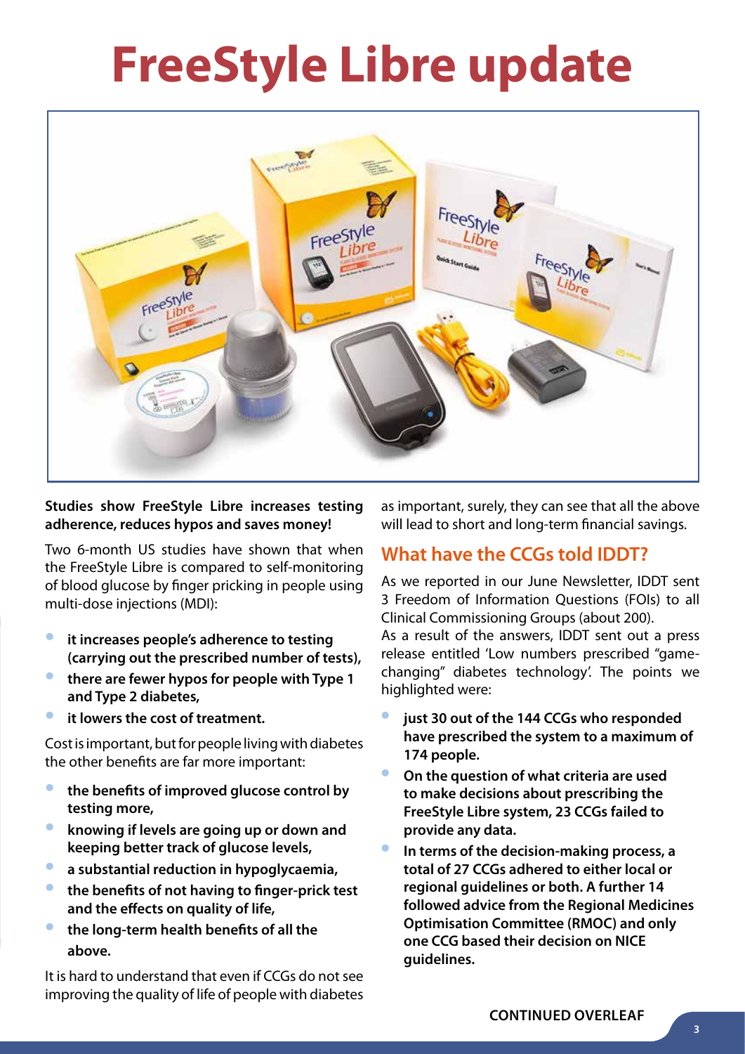# FreeStyle Libre update

**Studies show FreeStyle Libre increases testing adherence, reduces hypos and saves money!**

Two 6-month US studies have shown that when the FreeStyle Libre is compared to self-monitoring of blood glucose by finger pricking in people using multi-dose injections (MDI):

- **it increases people's adherence to testing (carrying out the prescribed number of tests),**
- **there are fewer hypos for people with Type 1 and Type 2 diabetes,**
- **it lowers the cost of treatment.**

Cost is important, but for people living with diabetes the other benefits are far more important:

- **the benefits of improved glucose control by testing more,**
- **knowing if levels are going up or down and keeping better track of glucose levels,**
- **a substantial reduction in hypoglycaemia,**
- **the benefits of not having to finger-prick test and the effects on quality of life,**
- **the long-term health benefits of all the above.**

It is hard to understand that even if CCGs do not see improving the quality of life of people with diabetes as important, surely, they can see that all the above will lead to short and long-term financial savings.

## What have the CCGs told IDDT?

As we reported in our June Newsletter, IDDT sent 3 Freedom of Information Questions (FOIs) to all Clinical Commissioning Groups (about 200).

As a result of the answers, IDDT sent out a press release entitled 'Low numbers prescribed "game-changing" diabetes technology'. The points we highlighted were:

- **just 30 out of the 144 CCGs who responded have prescribed the system to a maximum of 174 people.**
- **On the question of what criteria are used to make decisions about prescribing the FreeStyle Libre system, 23 CCGs failed to provide any data.**
- **In terms of the decision-making process, a total of 27 CCGs adhered to either local or regional guidelines or both. A further 14 followed advice from the Regional Medicines Optimisation Committee (RMOC) and only one CCG based their decision on NICE guidelines.**

**CONTINUED OVERLEAF**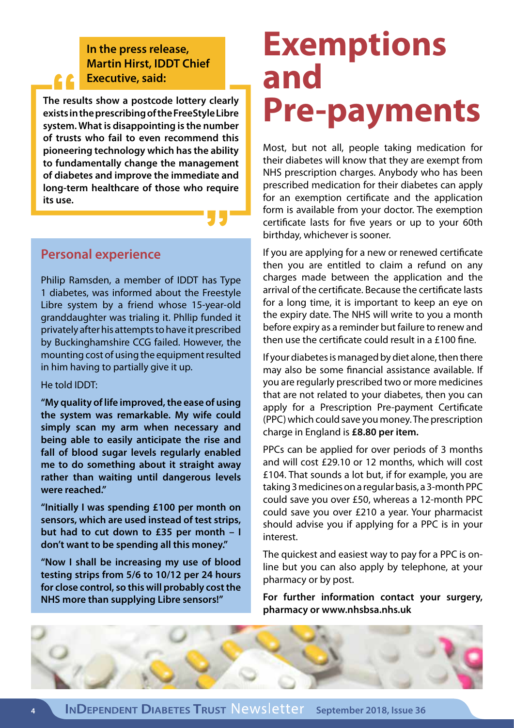**In the press release, Martin Hirst, IDDT Chief Executive, said:**

> **The results show a postcode lottery clearly exists in the prescribing of the FreeStyle Libre system. What is disappointing is the number of trusts who fail to even recommend this pioneering technology which has the ability to fundamentally change the management of diabetes and improve the immediate and long-term healthcare of those who require its use.**

## Personal experience

Philip Ramsden, a member of IDDT has Type 1 diabetes, was informed about the Freestyle Libre system by a friend whose 15-year-old granddaughter was trialing it. Phllip funded it privately after his attempts to have it prescribed by Buckinghamshire CCG failed. However, the mounting cost of using the equipment resulted in him having to partially give it up.

He told IDDT:

**"My quality of life improved, the ease of using the system was remarkable. My wife could simply scan my arm when necessary and being able to easily anticipate the rise and fall of blood sugar levels regularly enabled me to do something about it straight away rather than waiting until dangerous levels were reached."**

**"Initially I was spending £100 per month on sensors, which are used instead of test strips, but had to cut down to £35 per month – I don't want to be spending all this money."**

**"Now I shall be increasing my use of blood testing strips from 5/6 to 10/12 per 24 hours for close control, so this will probably cost the NHS more than supplying Libre sensors!"**

# Exemptions and Pre-payments

Most, but not all, people taking medication for their diabetes will know that they are exempt from NHS prescription charges. Anybody who has been prescribed medication for their diabetes can apply for an exemption certificate and the application form is available from your doctor. The exemption certificate lasts for five years or up to your 60th birthday, whichever is sooner.

If you are applying for a new or renewed certificate then you are entitled to claim a refund on any charges made between the application and the arrival of the certificate. Because the certificate lasts for a long time, it is important to keep an eye on the expiry date. The NHS will write to you a month before expiry as a reminder but failure to renew and then use the certificate could result in a £100 fine.

If your diabetes is managed by diet alone, then there may also be some financial assistance available. If you are regularly prescribed two or more medicines that are not related to your diabetes, then you can apply for a Prescription Pre-payment Certificate (PPC) which could save you money. The prescription charge in England is **£8.80 per item.**

PPCs can be applied for over periods of 3 months and will cost £29.10 or 12 months, which will cost £104. That sounds a lot but, if for example, you are taking 3 medicines on a regular basis, a 3-month PPC could save you over £50, whereas a 12-month PPC could save you over £210 a year. Your pharmacist should advise you if applying for a PPC is in your interest.

The quickest and easiest way to pay for a PPC is on-line but you can also apply by telephone, at your pharmacy or by post.

**For further information contact your surgery, pharmacy or www.nhsbsa.nhs.uk**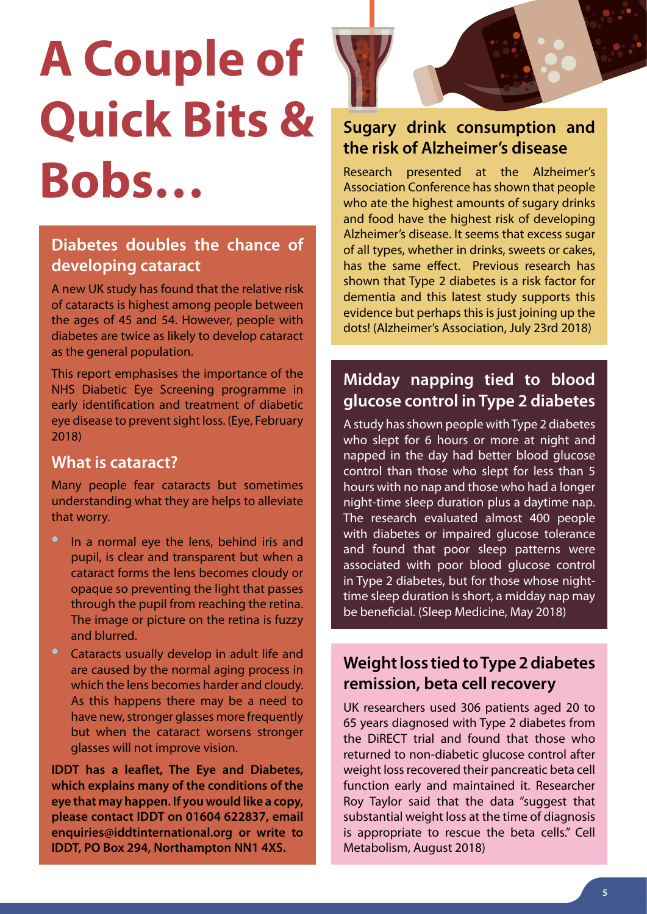# A Couple of Quick Bits & Bobs…

## Diabetes doubles the chance of developing cataract

A new UK study has found that the relative risk of cataracts is highest among people between the ages of 45 and 54. However, people with diabetes are twice as likely to develop cataract as the general population.

This report emphasises the importance of the NHS Diabetic Eye Screening programme in early identification and treatment of diabetic eye disease to prevent sight loss. (Eye, February 2018)

### What is cataract?

Many people fear cataracts but sometimes understanding what they are helps to alleviate that worry.

- In a normal eye the lens, behind iris and pupil, is clear and transparent but when a cataract forms the lens becomes cloudy or opaque so preventing the light that passes through the pupil from reaching the retina. The image or picture on the retina is fuzzy and blurred.
- Cataracts usually develop in adult life and are caused by the normal aging process in which the lens becomes harder and cloudy. As this happens there may be a need to have new, stronger glasses more frequently but when the cataract worsens stronger glasses will not improve vision.

**IDDT has a leaflet, The Eye and Diabetes, which explains many of the conditions of the eye that may happen. If you would like a copy, please contact IDDT on 01604 622837, email enquiries@iddtinternational.org or write to IDDT, PO Box 294, Northampton NN1 4XS.**

## Sugary drink consumption and the risk of Alzheimer's disease

Research presented at the Alzheimer's Association Conference has shown that people who ate the highest amounts of sugary drinks and food have the highest risk of developing Alzheimer's disease. It seems that excess sugar of all types, whether in drinks, sweets or cakes, has the same effect. Previous research has shown that Type 2 diabetes is a risk factor for dementia and this latest study supports this evidence but perhaps this is just joining up the dots! (Alzheimer's Association, July 23rd 2018)

## Midday napping tied to blood glucose control in Type 2 diabetes

A study has shown people with Type 2 diabetes who slept for 6 hours or more at night and napped in the day had better blood glucose control than those who slept for less than 5 hours with no nap and those who had a longer night-time sleep duration plus a daytime nap. The research evaluated almost 400 people with diabetes or impaired glucose tolerance and found that poor sleep patterns were associated with poor blood glucose control in Type 2 diabetes, but for those whose night-time sleep duration is short, a midday nap may be beneficial. (Sleep Medicine, May 2018)

## Weight loss tied to Type 2 diabetes remission, beta cell recovery

UK researchers used 306 patients aged 20 to 65 years diagnosed with Type 2 diabetes from the DiRECT trial and found that those who returned to non-diabetic glucose control after weight loss recovered their pancreatic beta cell function early and maintained it. Researcher Roy Taylor said that the data "suggest that substantial weight loss at the time of diagnosis is appropriate to rescue the beta cells." Cell Metabolism, August 2018)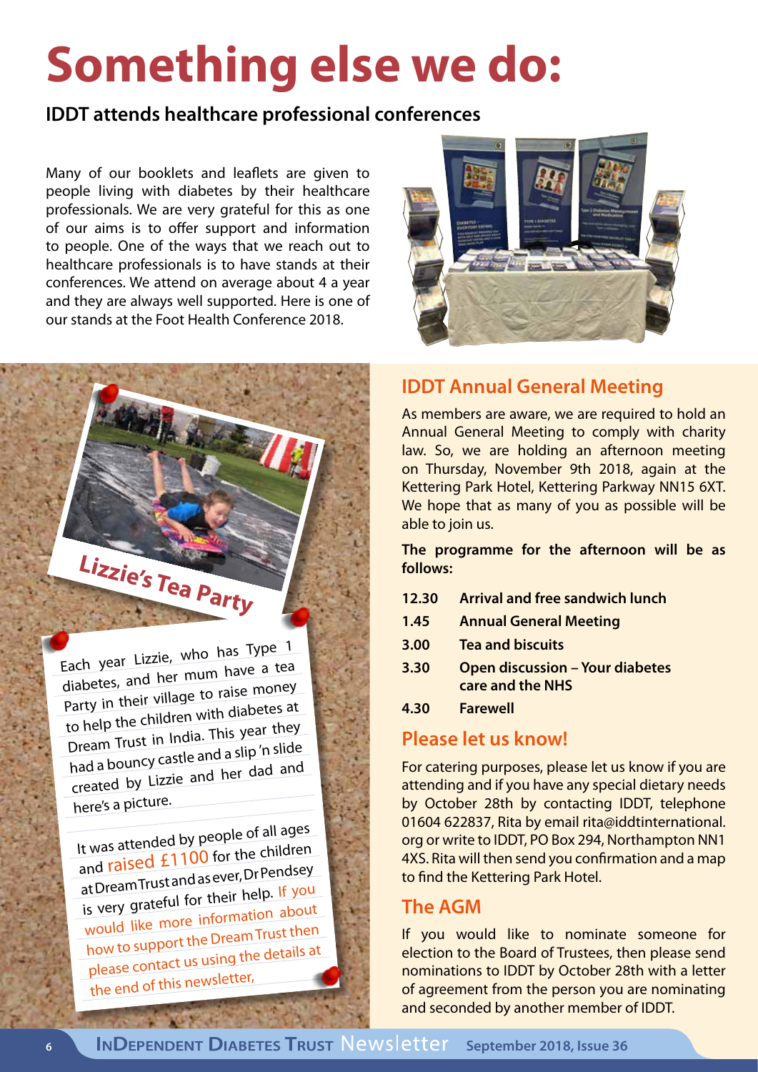# Something else we do:

## IDDT attends healthcare professional conferences

Many of our booklets and leaflets are given to people living with diabetes by their healthcare professionals. We are very grateful for this as one of our aims is to offer support and information to people. One of the ways that we reach out to healthcare professionals is to have stands at their conferences. We attend on average about 4 a year and they are always well supported. Here is one of our stands at the Foot Health Conference 2018.

### Lizzie's Tea Party

Each year Lizzie, who has Type 1 diabetes, and her mum have a tea Party in their village to raise money to help the children with diabetes at Dream Trust in India. This year they had a bouncy castle and a slip 'n slide created by Lizzie and her dad and here's a picture.

It was attended by people of all ages and raised £1100 for the children at Dream Trust and as ever, Dr Pendsey is very grateful for their help. If you would like more information about how to support the Dream Trust then please contact us using the details at the end of this newsletter,

## IDDT Annual General Meeting

As members are aware, we are required to hold an Annual General Meeting to comply with charity law. So, we are holding an afternoon meeting on Thursday, November 9th 2018, again at the Kettering Park Hotel, Kettering Parkway NN15 6XT. We hope that as many of you as possible will be able to join us.

**The programme for the afternoon will be as follows:**

| | |
|---|---|
| **12.30** | **Arrival and free sandwich lunch** |
| **1.45** | **Annual General Meeting** |
| **3.00** | **Tea and biscuits** |
| **3.30** | **Open discussion – Your diabetes care and the NHS** |
| **4.30** | **Farewell** |

## Please let us know!

For catering purposes, please let us know if you are attending and if you have any special dietary needs by October 28th by contacting IDDT, telephone 01604 622837, Rita by email rita@iddtinternational.org or write to IDDT, PO Box 294, Northampton NN1 4XS. Rita will then send you confirmation and a map to find the Kettering Park Hotel.

## The AGM

If you would like to nominate someone for election to the Board of Trustees, then please send nominations to IDDT by October 28th with a letter of agreement from the person you are nominating and seconded by another member of IDDT.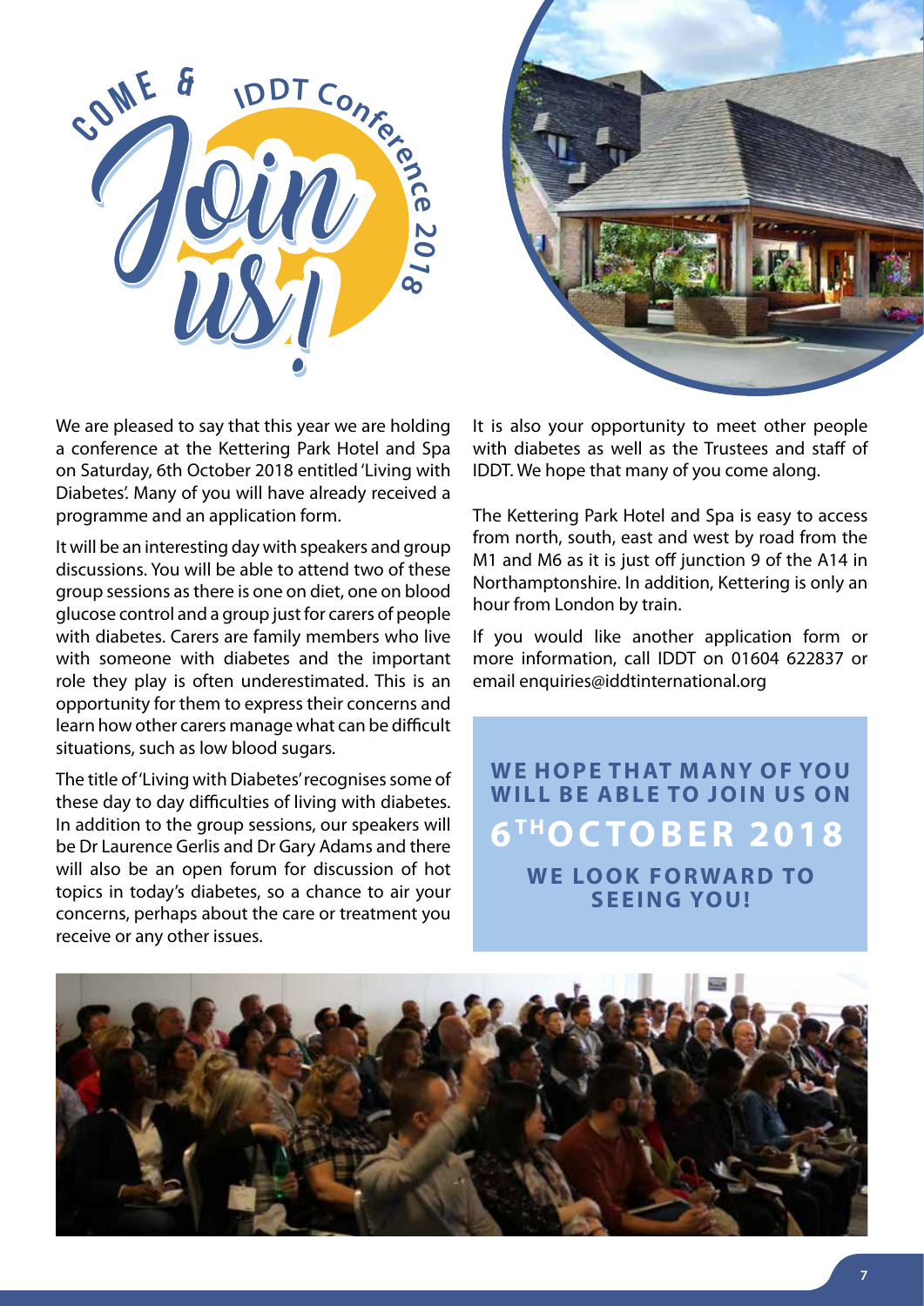# COME & Join us!

## IDDT Conference 2018

We are pleased to say that this year we are holding a conference at the Kettering Park Hotel and Spa on Saturday, 6th October 2018 entitled 'Living with Diabetes'. Many of you will have already received a programme and an application form.

It will be an interesting day with speakers and group discussions. You will be able to attend two of these group sessions as there is one on diet, one on blood glucose control and a group just for carers of people with diabetes. Carers are family members who live with someone with diabetes and the important role they play is often underestimated. This is an opportunity for them to express their concerns and learn how other carers manage what can be difficult situations, such as low blood sugars.

The title of 'Living with Diabetes' recognises some of these day to day difficulties of living with diabetes. In addition to the group sessions, our speakers will be Dr Laurence Gerlis and Dr Gary Adams and there will also be an open forum for discussion of hot topics in today's diabetes, so a chance to air your concerns, perhaps about the care or treatment you receive or any other issues.

It is also your opportunity to meet other people with diabetes as well as the Trustees and staff of IDDT. We hope that many of you come along.

The Kettering Park Hotel and Spa is easy to access from north, south, east and west by road from the M1 and M6 as it is just off junction 9 of the A14 in Northamptonshire. In addition, Kettering is only an hour from London by train.

If you would like another application form or more information, call IDDT on 01604 622837 or email enquiries@iddtinternational.org

**WE HOPE THAT MANY OF YOU WILL BE ABLE TO JOIN US ON**

**6TH OCTOBER 2018**

**WE LOOK FORWARD TO SEEING YOU!**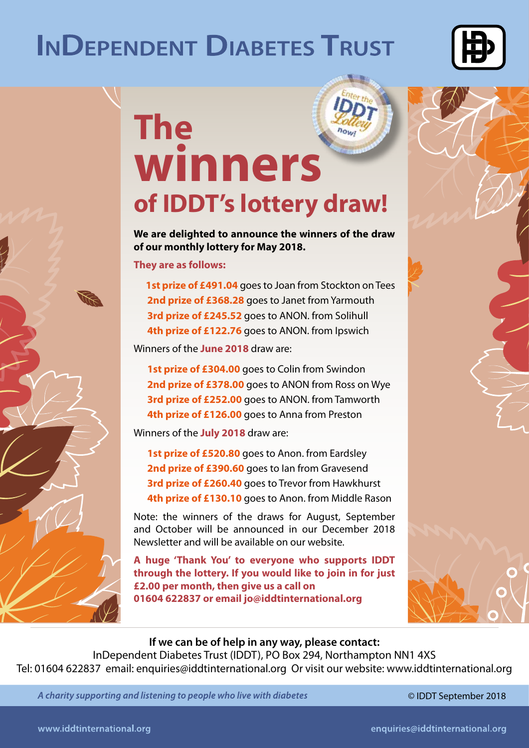# InDependent Diabetes Trust

# The winners of IDDT's lottery draw!

Enter the IDDT Lottery now!

**We are delighted to announce the winners of the draw of our monthly lottery for May 2018.**

**They are as follows:**

**1st prize of £491.04** goes to Joan from Stockton on Tees
**2nd prize of £368.28** goes to Janet from Yarmouth
**3rd prize of £245.52** goes to ANON. from Solihull
**4th prize of £122.76** goes to ANON. from Ipswich

Winners of the **June 2018** draw are:

**1st prize of £304.00** goes to Colin from Swindon
**2nd prize of £378.00** goes to ANON from Ross on Wye
**3rd prize of £252.00** goes to ANON. from Tamworth
**4th prize of £126.00** goes to Anna from Preston

Winners of the **July 2018** draw are:

**1st prize of £520.80** goes to Anon. from Eardsley
**2nd prize of £390.60** goes to Ian from Gravesend
**3rd prize of £260.40** goes to Trevor from Hawkhurst
**4th prize of £130.10** goes to Anon. from Middle Rason

Note: the winners of the draws for August, September and October will be announced in our December 2018 Newsletter and will be available on our website.

**A huge 'Thank You' to everyone who supports IDDT through the lottery. If you would like to join in for just £2.00 per month, then give us a call on 01604 622837 or email jo@iddtinternational.org**

**If we can be of help in any way, please contact:**
InDependent Diabetes Trust (IDDT), PO Box 294, Northampton NN1 4XS
Tel: 01604 622837 email: enquiries@iddtinternational.org Or visit our website: www.iddtinternational.org

*A charity supporting and listening to people who live with diabetes*

© IDDT September 2018

www.iddtinternational.org enquiries@iddtinternational.org